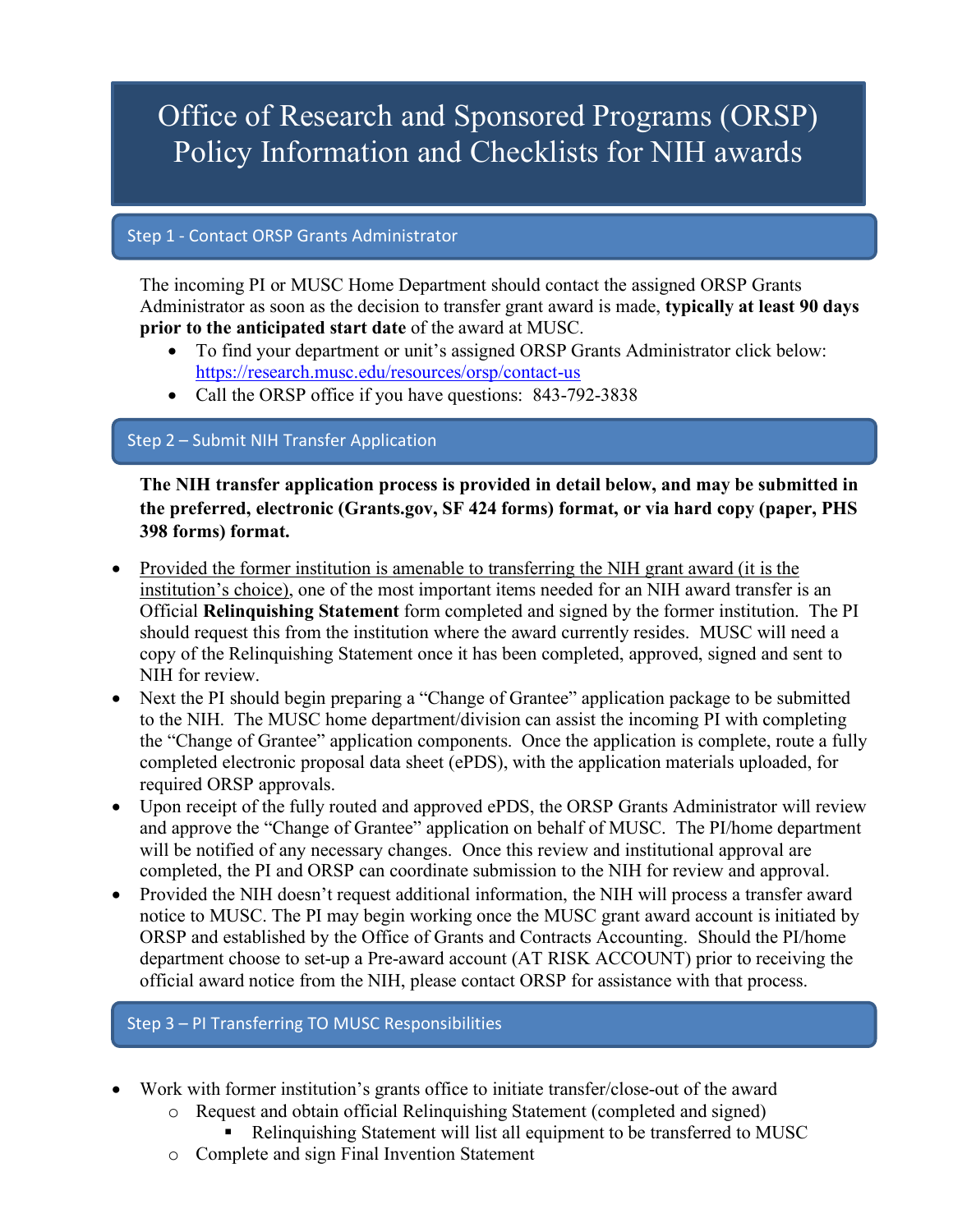# Office of Research and Sponsored Programs (ORSP) Policy Information and Checklists for NIH awards

## Step 1 - Contact ORSP Grants Administrator

The incoming PI or MUSC Home Department should contact the assigned ORSP Grants Administrator as soon as the decision to transfer grant award is made, **typically at least 90 days prior to the anticipated start date** of the award at MUSC.

- To find your department or unit's assigned ORSP Grants Administrator click below: https://research.musc.edu/resources/orsp/contact-us
- Call the ORSP office if you have questions: 843-792-3838

## Step 2 – Submit NIH Transfer Application

**The NIH transfer application process is provided in detail below, and may be submitted in the preferred, electronic (Grants.gov, SF 424 forms) format, or via hard copy (paper, PHS 398 forms) format.**

- Provided the former institution is amenable to transferring the NIH grant award (it is the institution's choice), one of the most important items needed for an NIH award transfer is an Official **Relinquishing Statement** form completed and signed by the former institution. The PI should request this from the institution where the award currently resides. MUSC will need a copy of the Relinquishing Statement once it has been completed, approved, signed and sent to NIH for review.
- Next the PI should begin preparing a "Change of Grantee" application package to be submitted to the NIH. The MUSC home department/division can assist the incoming PI with completing the "Change of Grantee" application components. Once the application is complete, route a fully completed electronic proposal data sheet (ePDS), with the application materials uploaded, for required ORSP approvals.
- Upon receipt of the fully routed and approved ePDS, the ORSP Grants Administrator will review and approve the "Change of Grantee" application on behalf of MUSC. The PI/home department will be notified of any necessary changes. Once this review and institutional approval are completed, the PI and ORSP can coordinate submission to the NIH for review and approval.
- Provided the NIH doesn't request additional information, the NIH will process a transfer award notice to MUSC. The PI may begin working once the MUSC grant award account is initiated by ORSP and established by the Office of Grants and Contracts Accounting. Should the PI/home department choose to set-up a Pre-award account (AT RISK ACCOUNT) prior to receiving the official award notice from the NIH, please contact ORSP for assistance with that process.

## Step 3 – PI Transferring TO MUSC Responsibilities

- Work with former institution's grants office to initiate transfer/close-out of the award
  - Request and obtain official Relinquishing Statement (completed and signed)
    - Relinquishing Statement will list all equipment to be transferred to MUSC
  - Complete and sign Final Invention Statement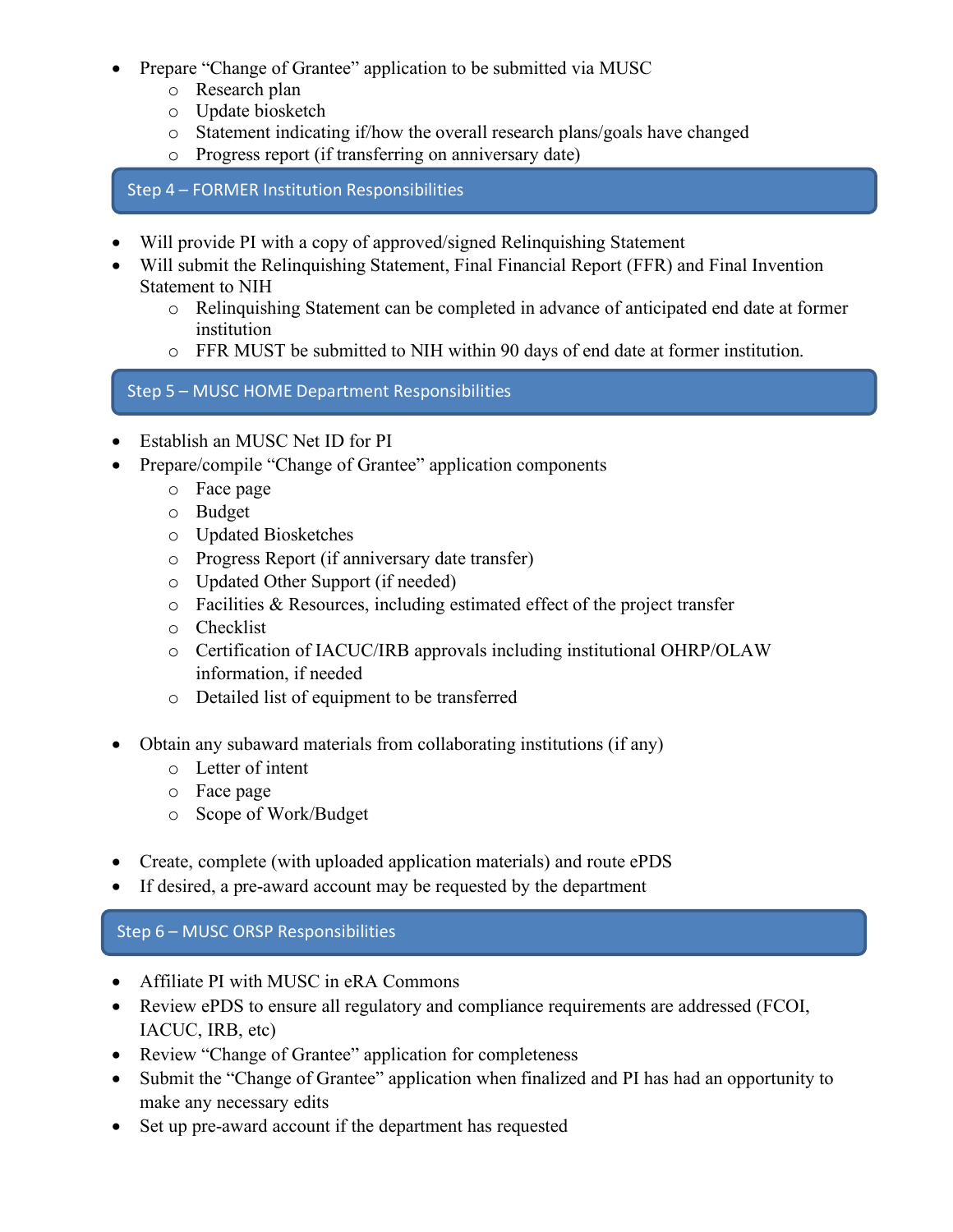- Prepare "Change of Grantee" application to be submitted via MUSC
    - Research plan
    - Update biosketch
    - Statement indicating if/how the overall research plans/goals have changed
    - Progress report (if transferring on anniversary date)

## Step 4 – FORMER Institution Responsibilities

- Will provide PI with a copy of approved/signed Relinquishing Statement
- Will submit the Relinquishing Statement, Final Financial Report (FFR) and Final Invention Statement to NIH
    - Relinquishing Statement can be completed in advance of anticipated end date at former institution
    - FFR MUST be submitted to NIH within 90 days of end date at former institution.

## Step 5 – MUSC HOME Department Responsibilities

- Establish an MUSC Net ID for PI
- Prepare/compile "Change of Grantee" application components
    - Face page
    - Budget
    - Updated Biosketches
    - Progress Report (if anniversary date transfer)
    - Updated Other Support (if needed)
    - Facilities & Resources, including estimated effect of the project transfer
    - Checklist
    - Certification of IACUC/IRB approvals including institutional OHRP/OLAW information, if needed
    - Detailed list of equipment to be transferred

- Obtain any subaward materials from collaborating institutions (if any)
    - Letter of intent
    - Face page
    - Scope of Work/Budget

- Create, complete (with uploaded application materials) and route ePDS
- If desired, a pre-award account may be requested by the department

## Step 6 – MUSC ORSP Responsibilities

- Affiliate PI with MUSC in eRA Commons
- Review ePDS to ensure all regulatory and compliance requirements are addressed (FCOI, IACUC, IRB, etc)
- Review "Change of Grantee" application for completeness
- Submit the "Change of Grantee" application when finalized and PI has had an opportunity to make any necessary edits
- Set up pre-award account if the department has requested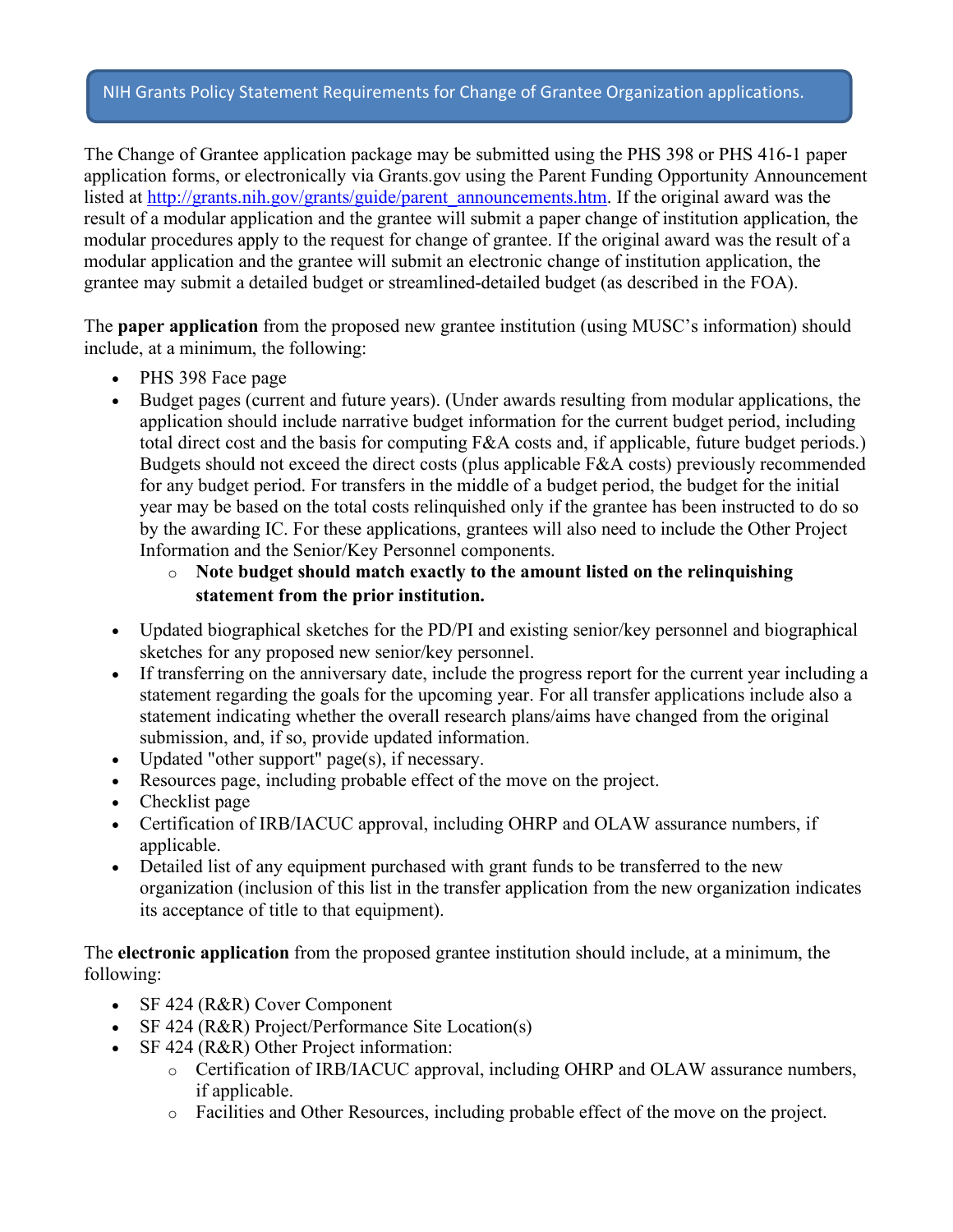## NIH Grants Policy Statement Requirements for Change of Grantee Organization applications.

The Change of Grantee application package may be submitted using the PHS 398 or PHS 416-1 paper application forms, or electronically via Grants.gov using the Parent Funding Opportunity Announcement listed at http://grants.nih.gov/grants/guide/parent_announcements.htm. If the original award was the result of a modular application and the grantee will submit a paper change of institution application, the modular procedures apply to the request for change of grantee. If the original award was the result of a modular application and the grantee will submit an electronic change of institution application, the grantee may submit a detailed budget or streamlined-detailed budget (as described in the FOA).

The **paper application** from the proposed new grantee institution (using MUSC's information) should include, at a minimum, the following:

- PHS 398 Face page
- Budget pages (current and future years). (Under awards resulting from modular applications, the application should include narrative budget information for the current budget period, including total direct cost and the basis for computing F&A costs and, if applicable, future budget periods.) Budgets should not exceed the direct costs (plus applicable F&A costs) previously recommended for any budget period. For transfers in the middle of a budget period, the budget for the initial year may be based on the total costs relinquished only if the grantee has been instructed to do so by the awarding IC. For these applications, grantees will also need to include the Other Project Information and the Senior/Key Personnel components.
  - **Note budget should match exactly to the amount listed on the relinquishing statement from the prior institution.**
- Updated biographical sketches for the PD/PI and existing senior/key personnel and biographical sketches for any proposed new senior/key personnel.
- If transferring on the anniversary date, include the progress report for the current year including a statement regarding the goals for the upcoming year. For all transfer applications include also a statement indicating whether the overall research plans/aims have changed from the original submission, and, if so, provide updated information.
- Updated "other support" page(s), if necessary.
- Resources page, including probable effect of the move on the project.
- Checklist page
- Certification of IRB/IACUC approval, including OHRP and OLAW assurance numbers, if applicable.
- Detailed list of any equipment purchased with grant funds to be transferred to the new organization (inclusion of this list in the transfer application from the new organization indicates its acceptance of title to that equipment).

The **electronic application** from the proposed grantee institution should include, at a minimum, the following:

- SF 424 (R&R) Cover Component
- SF 424 (R&R) Project/Performance Site Location(s)
- SF 424 (R&R) Other Project information:
  - Certification of IRB/IACUC approval, including OHRP and OLAW assurance numbers, if applicable.
  - Facilities and Other Resources, including probable effect of the move on the project.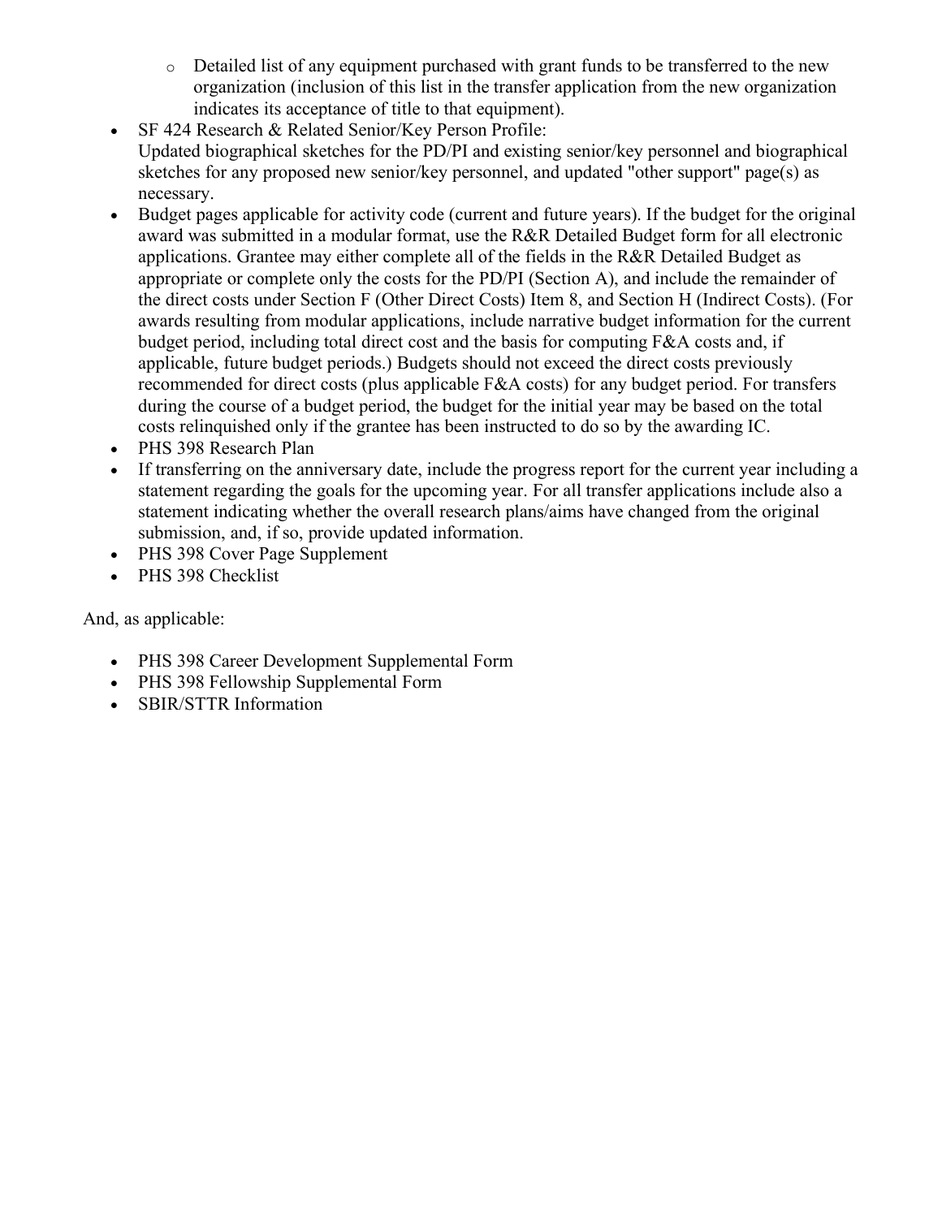- Detailed list of any equipment purchased with grant funds to be transferred to the new organization (inclusion of this list in the transfer application from the new organization indicates its acceptance of title to that equipment).
- SF 424 Research & Related Senior/Key Person Profile:
  Updated biographical sketches for the PD/PI and existing senior/key personnel and biographical sketches for any proposed new senior/key personnel, and updated "other support" page(s) as necessary.
- Budget pages applicable for activity code (current and future years). If the budget for the original award was submitted in a modular format, use the R&R Detailed Budget form for all electronic applications. Grantee may either complete all of the fields in the R&R Detailed Budget as appropriate or complete only the costs for the PD/PI (Section A), and include the remainder of the direct costs under Section F (Other Direct Costs) Item 8, and Section H (Indirect Costs). (For awards resulting from modular applications, include narrative budget information for the current budget period, including total direct cost and the basis for computing F&A costs and, if applicable, future budget periods.) Budgets should not exceed the direct costs previously recommended for direct costs (plus applicable F&A costs) for any budget period. For transfers during the course of a budget period, the budget for the initial year may be based on the total costs relinquished only if the grantee has been instructed to do so by the awarding IC.
- PHS 398 Research Plan
- If transferring on the anniversary date, include the progress report for the current year including a statement regarding the goals for the upcoming year. For all transfer applications include also a statement indicating whether the overall research plans/aims have changed from the original submission, and, if so, provide updated information.
- PHS 398 Cover Page Supplement
- PHS 398 Checklist

And, as applicable:

- PHS 398 Career Development Supplemental Form
- PHS 398 Fellowship Supplemental Form
- SBIR/STTR Information